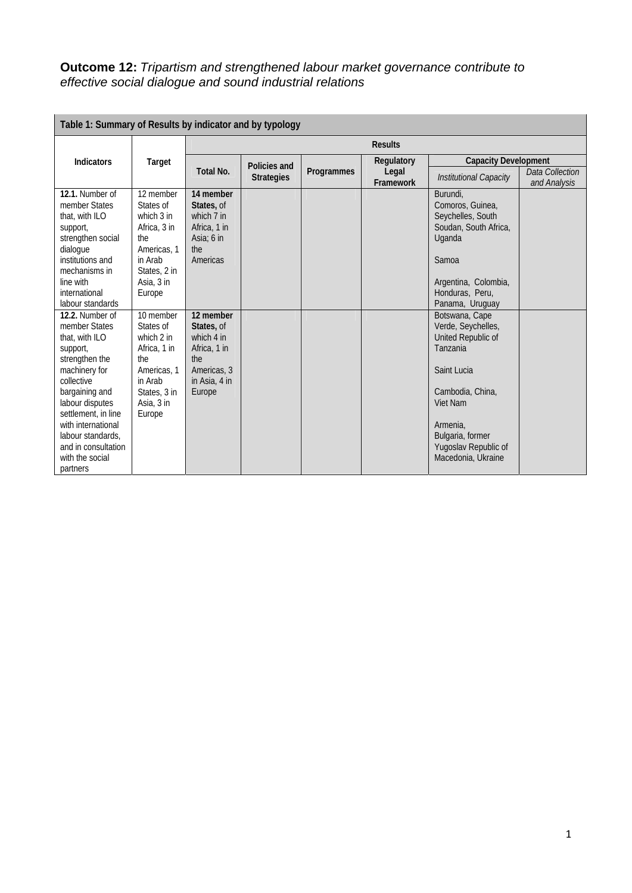**Outcome 12:** *Tripartism and strengthened labour market governance contribute to effective social dialogue and sound industrial relations*

| Table 1: Summary of Results by indicator and by typology | | | | | | | |
|---|---|---|---|---|---|---|---|
| Indicators | Target | Results | | | | | |
| | | Total No. | Policies and Strategies | Programmes | Regulatory Legal Framework | Capacity Development | |
| | | | | | | *Institutional Capacity* | *Data Collection and Analysis* |
| **12.1.** Number of member States that, with ILO support, strengthen social dialogue institutions and mechanisms in line with international labour standards | 12 member States of which 3 in Africa, 3 in the Americas, 1 in Arab States, 2 in Asia, 3 in Europe | **14 member States,** of which 7 in Africa, 1 in Asia; 6 in the Americas | | | | Burundi, Comoros, Guinea, Seychelles, South Soudan, South Africa, Uganda<br><br>Samoa<br><br>Argentina, Colombia, Honduras, Peru, Panama, Uruguay | |
| **12.2.** Number of member States that, with ILO support, strengthen the machinery for collective bargaining and labour disputes settlement, in line with international labour standards, and in consultation with the social partners | 10 member States of which 2 in Africa, 1 in the Americas, 1 in Arab States, 3 in Asia, 3 in Europe | **12 member States,** of which 4 in Africa, 1 in the Americas, 3 in Asia, 4 in Europe | | | | Botswana, Cape Verde, Seychelles, United Republic of Tanzania<br><br>Saint Lucia<br><br>Cambodia, China, Viet Nam<br><br>Armenia, Bulgaria, former Yugoslav Republic of Macedonia, Ukraine | |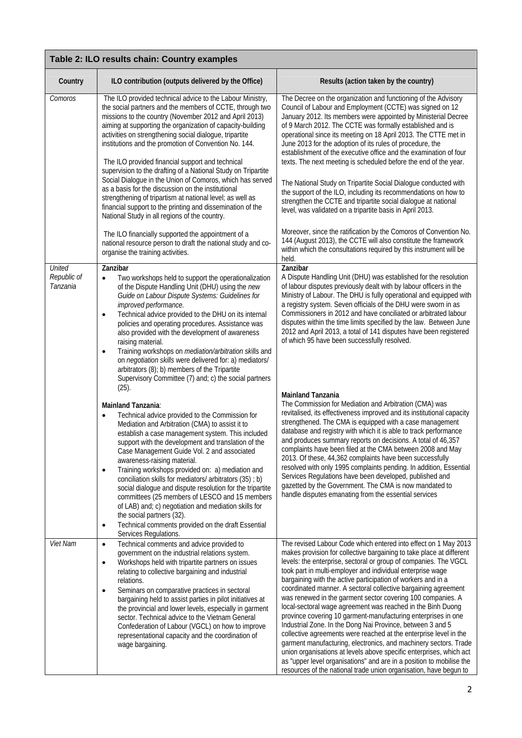| Table 2: ILO results chain: Country examples | | |
|---|---|---|
| **Country** | **ILO contribution (outputs delivered by the Office)** | **Results (action taken by the country)** |
| *Comoros* | The ILO provided technical advice to the Labour Ministry, the social partners and the members of CCTE, through two missions to the country (November 2012 and April 2013) aiming at supporting the organization of capacity-building activities on strengthening social dialogue, tripartite institutions and the promotion of Convention No. 144.<br><br>The ILO provided financial support and technical supervision to the drafting of a National Study on Tripartite Social Dialogue in the Union of Comoros, which has served as a basis for the discussion on the institutional strengthening of tripartism at national level; as well as financial support to the printing and dissemination of the National Study in all regions of the country.<br><br>The ILO financially supported the appointment of a national resource person to draft the national study and co-organise the training activities. | The Decree on the organization and functioning of the Advisory Council of Labour and Employment (CCTE) was signed on 12 January 2012. Its members were appointed by Ministerial Decree of 9 March 2012. The CCTE was formally established and is operational since its meeting on 18 April 2013. The CTTE met in June 2013 for the adoption of its rules of procedure, the establishment of the executive office and the examination of four texts. The next meeting is scheduled before the end of the year.<br><br>The National Study on Tripartite Social Dialogue conducted with the support of the ILO, including its recommendations on how to strengthen the CCTE and tripartite social dialogue at national level, was validated on a tripartite basis in April 2013.<br><br>Moreover, since the ratification by the Comoros of Convention No. 144 (August 2013), the CCTE will also constitute the framework within which the consultations required by this instrument will be held. |
| *United Republic of Tanzania* | **Zanzibar**<br>• Two workshops held to support the operationalization of the Dispute Handling Unit (DHU) using the *new Guide on Labour Dispute Systems: Guidelines for improved performance.*<br>• Technical advice provided to the DHU on its internal policies and operating procedures. Assistance was also provided with the development of awareness raising material.<br>• Training workshops on *mediation/arbitration skills* and on *negotiation skills* were delivered for: a) mediators/ arbitrators (8); b) members of the Tripartite Supervisory Committee (7) and; c) the social partners (25).<br><br>**Mainland Tanzania**:<br>• Technical advice provided to the Commission for Mediation and Arbitration (CMA) to assist it to establish a case management system. This included support with the development and translation of the Case Management Guide Vol. 2 and associated awareness-raising material.<br>• Training workshops provided on: a) mediation and conciliation skills for mediators/ arbitrators (35) ; b) social dialogue and dispute resolution for the tripartite committees (25 members of LESCO and 15 members of LAB) and; c) negotiation and mediation skills for the social partners (32).<br>• Technical comments provided on the draft Essential Services Regulations. | **Zanzibar**<br>A Dispute Handling Unit (DHU) was established for the resolution of labour disputes previously dealt with by labour officers in the Ministry of Labour. The DHU is fully operational and equipped with a registry system. Seven officials of the DHU were sworn in as Commissioners in 2012 and have conciliated or arbitrated labour disputes within the time limits specified by the law. Between June 2012 and April 2013, a total of 141 disputes have been registered of which 95 have been successfully resolved.<br><br>**Mainland Tanzania**<br>The Commission for Mediation and Arbitration (CMA) was revitalised, its effectiveness improved and its institutional capacity strengthened. The CMA is equipped with a case management database and registry with which it is able to track performance and produces summary reports on decisions. A total of 46,357 complaints have been filed at the CMA between 2008 and May 2013. Of these, 44,362 complaints have been successfully resolved with only 1995 complaints pending. In addition, Essential Services Regulations have been developed, published and gazetted by the Government. The CMA is now mandated to handle disputes emanating from the essential services |
| *Viet Nam* | • Technical comments and advice provided to government on the industrial relations system.<br>• Workshops held with tripartite partners on issues relating to collective bargaining and industrial relations.<br>• Seminars on comparative practices in sectoral bargaining held to assist parties in pilot initiatives at the provincial and lower levels, especially in garment sector. Technical advice to the Vietnam General Confederation of Labour (VGCL) on how to improve representational capacity and the coordination of wage bargaining. | The revised Labour Code which entered into effect on 1 May 2013 makes provision for collective bargaining to take place at different levels: the enterprise, sectoral or group of companies. The VGCL took part in multi-employer and individual enterprise wage bargaining with the active participation of workers and in a coordinated manner. A sectoral collective bargaining agreement was renewed in the garment sector covering 100 companies. A local-sectoral wage agreement was reached in the Binh Duong province covering 10 garment-manufacturing enterprises in one Industrial Zone. In the Dong Nai Province, between 3 and 5 collective agreements were reached at the enterprise level in the garment manufacturing, electronics, and machinery sectors. Trade union organisations at levels above specific enterprises, which act as "upper level organisations" and are in a position to mobilise the resources of the national trade union organisation, have begun to |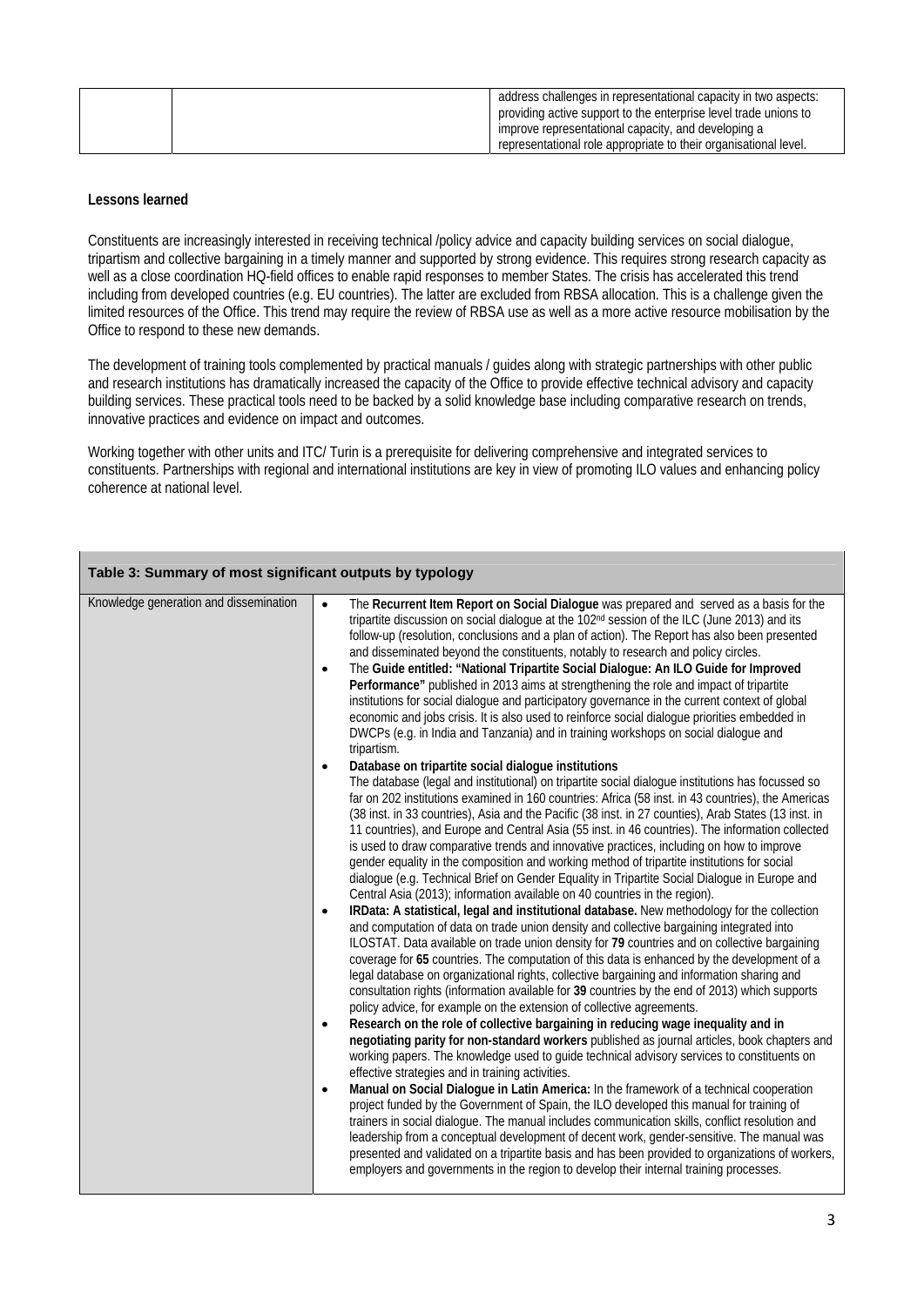| | | address challenges in representational capacity in two aspects: providing active support to the enterprise level trade unions to improve representational capacity, and developing a representational role appropriate to their organisational level. |
|---|---|---|

**Lessons learned**

Constituents are increasingly interested in receiving technical /policy advice and capacity building services on social dialogue, tripartism and collective bargaining in a timely manner and supported by strong evidence. This requires strong research capacity as well as a close coordination HQ-field offices to enable rapid responses to member States. The crisis has accelerated this trend including from developed countries (e.g. EU countries). The latter are excluded from RBSA allocation. This is a challenge given the limited resources of the Office. This trend may require the review of RBSA use as well as a more active resource mobilisation by the Office to respond to these new demands.

The development of training tools complemented by practical manuals / guides along with strategic partnerships with other public and research institutions has dramatically increased the capacity of the Office to provide effective technical advisory and capacity building services. These practical tools need to be backed by a solid knowledge base including comparative research on trends, innovative practices and evidence on impact and outcomes.

Working together with other units and ITC/ Turin is a prerequisite for delivering comprehensive and integrated services to constituents. Partnerships with regional and international institutions are key in view of promoting ILO values and enhancing policy coherence at national level.

| **Table 3: Summary of most significant outputs by typology** | |
|---|---|
| Knowledge generation and dissemination | • The **Recurrent Item Report on Social Dialogue** was prepared and served as a basis for the tripartite discussion on social dialogue at the 102nd session of the ILC (June 2013) and its follow-up (resolution, conclusions and a plan of action). The Report has also been presented and disseminated beyond the constituents, notably to research and policy circles.<br>• The **Guide entitled: "National Tripartite Social Dialogue: An ILO Guide for Improved Performance"** published in 2013 aims at strengthening the role and impact of tripartite institutions for social dialogue and participatory governance in the current context of global economic and jobs crisis. It is also used to reinforce social dialogue priorities embedded in DWCPs (e.g. in India and Tanzania) and in training workshops on social dialogue and tripartism.<br>• **Database on tripartite social dialogue institutions**<br>The database (legal and institutional) on tripartite social dialogue institutions has focussed so far on 202 institutions examined in 160 countries: Africa (58 inst. in 43 countries), the Americas (38 inst. in 33 countries), Asia and the Pacific (38 inst. in 27 counties), Arab States (13 inst. in 11 countries), and Europe and Central Asia (55 inst. in 46 countries). The information collected is used to draw comparative trends and innovative practices, including on how to improve gender equality in the composition and working method of tripartite institutions for social dialogue (e.g. Technical Brief on Gender Equality in Tripartite Social Dialogue in Europe and Central Asia (2013); information available on 40 countries in the region).<br>• **IRData: A statistical, legal and institutional database.** New methodology for the collection and computation of data on trade union density and collective bargaining integrated into ILOSTAT. Data available on trade union density for **79** countries and on collective bargaining coverage for **65** countries. The computation of this data is enhanced by the development of a legal database on organizational rights, collective bargaining and information sharing and consultation rights (information available for **39** countries by the end of 2013) which supports policy advice, for example on the extension of collective agreements.<br>• **Research on the role of collective bargaining in reducing wage inequality and in negotiating parity for non-standard workers** published as journal articles, book chapters and working papers. The knowledge used to guide technical advisory services to constituents on effective strategies and in training activities.<br>• **Manual on Social Dialogue in Latin America:** In the framework of a technical cooperation project funded by the Government of Spain, the ILO developed this manual for training of trainers in social dialogue. The manual includes communication skills, conflict resolution and leadership from a conceptual development of decent work, gender-sensitive. The manual was presented and validated on a tripartite basis and has been provided to organizations of workers, employers and governments in the region to develop their internal training processes. |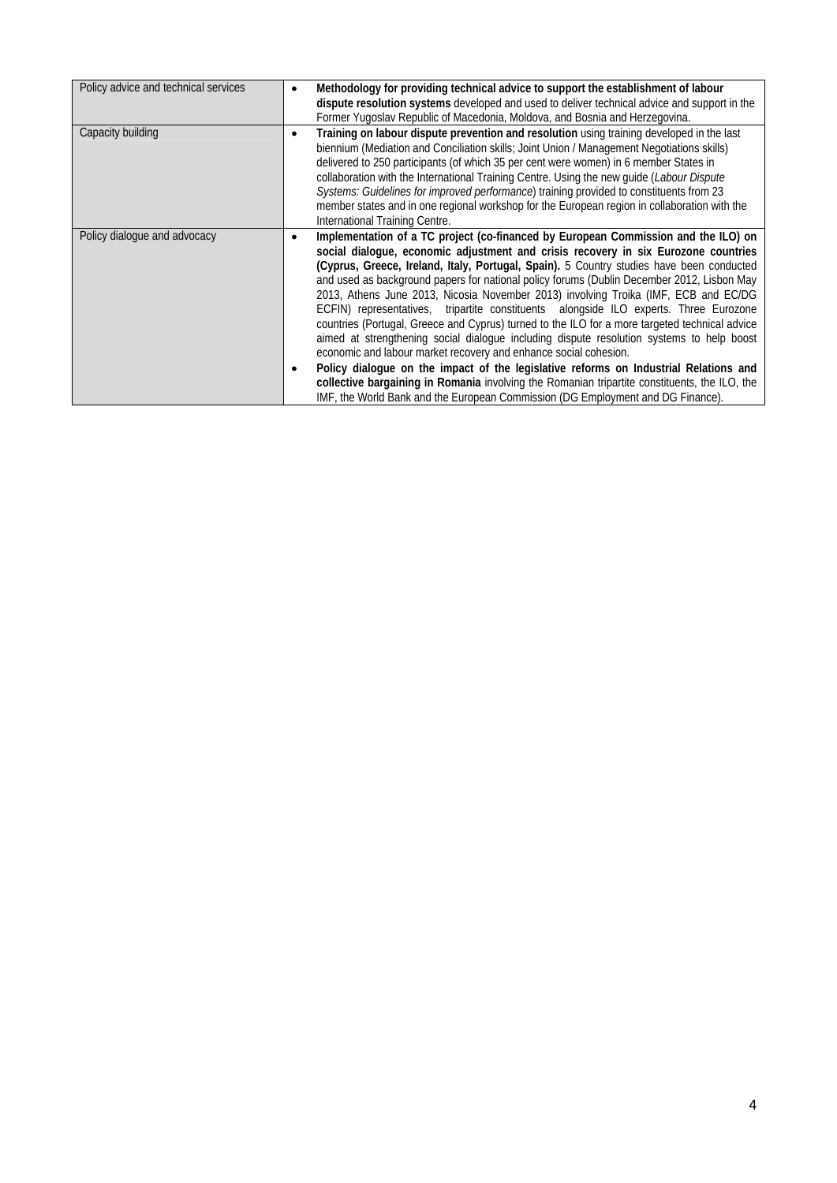| | |
|---|---|
| Policy advice and technical services | • **Methodology for providing technical advice to support the establishment of labour dispute resolution systems** developed and used to deliver technical advice and support in the Former Yugoslav Republic of Macedonia, Moldova, and Bosnia and Herzegovina. |
| Capacity building | • **Training on labour dispute prevention and resolution** using training developed in the last biennium (Mediation and Conciliation skills; Joint Union / Management Negotiations skills) delivered to 250 participants (of which 35 per cent were women) in 6 member States in collaboration with the International Training Centre. Using the new guide (*Labour Dispute Systems: Guidelines for improved performance*) training provided to constituents from 23 member states and in one regional workshop for the European region in collaboration with the International Training Centre. |
| Policy dialogue and advocacy | • **Implementation of a TC project (co-financed by European Commission and the ILO) on social dialogue, economic adjustment and crisis recovery in six Eurozone countries (Cyprus, Greece, Ireland, Italy, Portugal, Spain).** 5 Country studies have been conducted and used as background papers for national policy forums (Dublin December 2012, Lisbon May 2013, Athens June 2013, Nicosia November 2013) involving Troika (IMF, ECB and EC/DG ECFIN) representatives, tripartite constituents alongside ILO experts. Three Eurozone countries (Portugal, Greece and Cyprus) turned to the ILO for a more targeted technical advice aimed at strengthening social dialogue including dispute resolution systems to help boost economic and labour market recovery and enhance social cohesion.<br>• **Policy dialogue on the impact of the legislative reforms on Industrial Relations and collective bargaining in Romania** involving the Romanian tripartite constituents, the ILO, the IMF, the World Bank and the European Commission (DG Employment and DG Finance). |